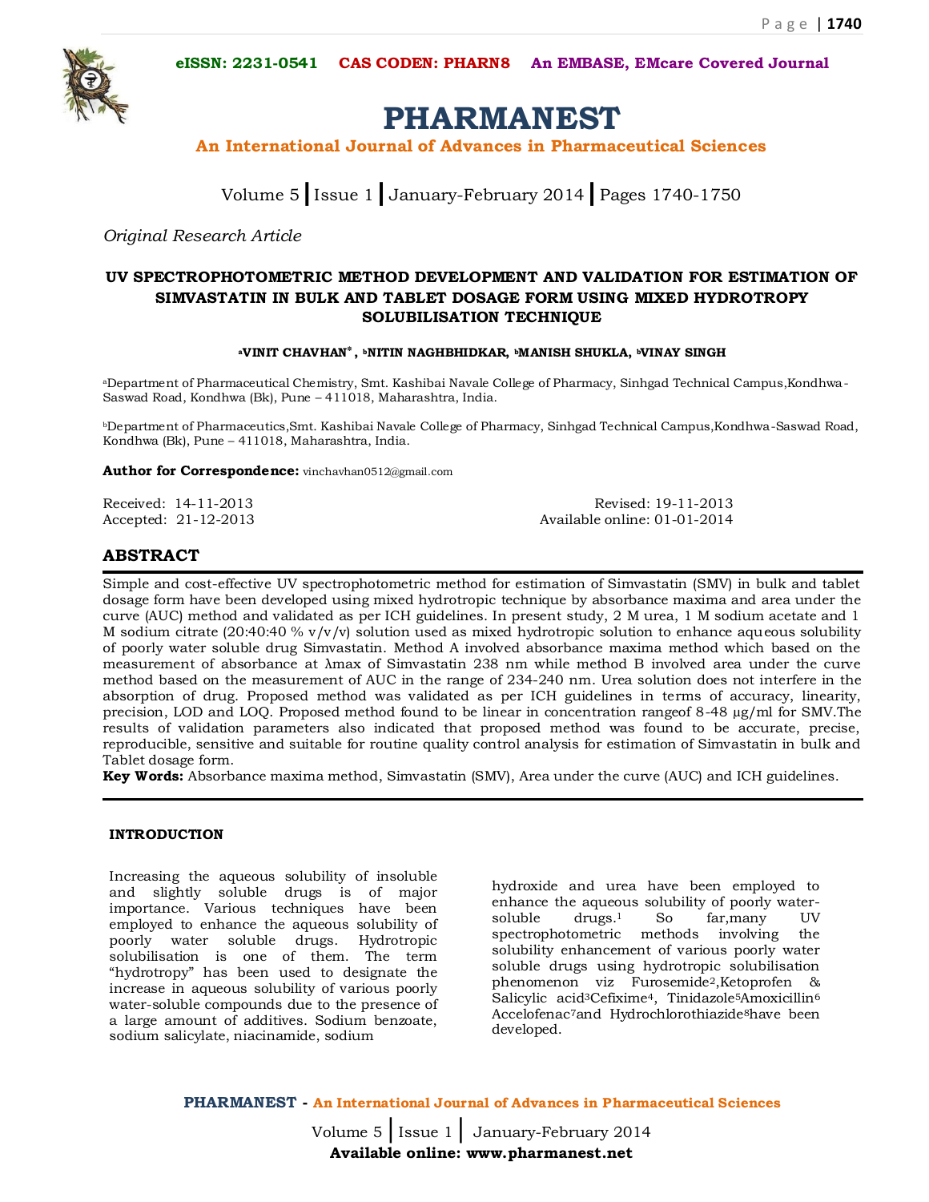eISSN: 2231-0541 CAS CODEN: PHARN8 An EMBASE, EMcare Covered Journal

# PHARMANEST

**An International Journal of Advances in Pharmaceutical Sciences**

Volume 5 | Issue 1 | January-February 2014 | Pages 1740-1750

*Original Research Article*

## UV SPECTROPHOTOMETRIC METHOD DEVELOPMENT AND VALIDATION FOR ESTIMATION OF SIMVASTATIN IN BULK AND TABLET DOSAGE FORM USING MIXED HYDROTROPY SOLUBILISATION TECHNIQUE

**[a]VINIT CHAVHAN*, [b]NITIN NAGHBHIDKAR, [b]MANISH SHUKLA, [b]VINAY SINGH**

[a]Department of Pharmaceutical Chemistry, Smt. Kashibai Navale College of Pharmacy, Sinhgad Technical Campus,Kondhwa-Saswad Road, Kondhwa (Bk), Pune – 411018, Maharashtra, India.

[b]Department of Pharmaceutics,Smt. Kashibai Navale College of Pharmacy, Sinhgad Technical Campus,Kondhwa-Saswad Road, Kondhwa (Bk), Pune – 411018, Maharashtra, India.

**Author for Correspondence:** vinchavhan0512@gmail.com

Received: 14-11-2013 Revised: 19-11-2013
Accepted: 21-12-2013 Available online: 01-01-2014

## ABSTRACT

Simple and cost-effective UV spectrophotometric method for estimation of Simvastatin (SMV) in bulk and tablet dosage form have been developed using mixed hydrotropic technique by absorbance maxima and area under the curve (AUC) method and validated as per ICH guidelines. In present study, 2 M urea, 1 M sodium acetate and 1 M sodium citrate (20:40:40 % v/v/v) solution used as mixed hydrotropic solution to enhance aqueous solubility of poorly water soluble drug Simvastatin. Method A involved absorbance maxima method which based on the measurement of absorbance at λmax of Simvastatin 238 nm while method B involved area under the curve method based on the measurement of AUC in the range of 234-240 nm. Urea solution does not interfere in the absorption of drug. Proposed method was validated as per ICH guidelines in terms of accuracy, linearity, precision, LOD and LOQ. Proposed method found to be linear in concentration rangeof 8-48 μg/ml for SMV.The results of validation parameters also indicated that proposed method was found to be accurate, precise, reproducible, sensitive and suitable for routine quality control analysis for estimation of Simvastatin in bulk and Tablet dosage form.

**Key Words:** Absorbance maxima method, Simvastatin (SMV), Area under the curve (AUC) and ICH guidelines.

### INTRODUCTION

Increasing the aqueous solubility of insoluble and slightly soluble drugs is of major importance. Various techniques have been employed to enhance the aqueous solubility of poorly water soluble drugs. Hydrotropic solubilisation is one of them. The term "hydrotropy" has been used to designate the increase in aqueous solubility of various poorly water-soluble compounds due to the presence of a large amount of additives. Sodium benzoate, sodium salicylate, niacinamide, sodium hydroxide and urea have been employed to enhance the aqueous solubility of poorly water-soluble drugs.[1] So far,many UV spectrophotometric methods involving the solubility enhancement of various poorly water soluble drugs using hydrotropic solubilisation phenomenon viz Furosemide[2],Ketoprofen & Salicylic acid[3]Cefixime[4], Tinidazole[5]Amoxicillin[6] Accelofenac[7]and Hydrochlorothiazide[8]have been developed.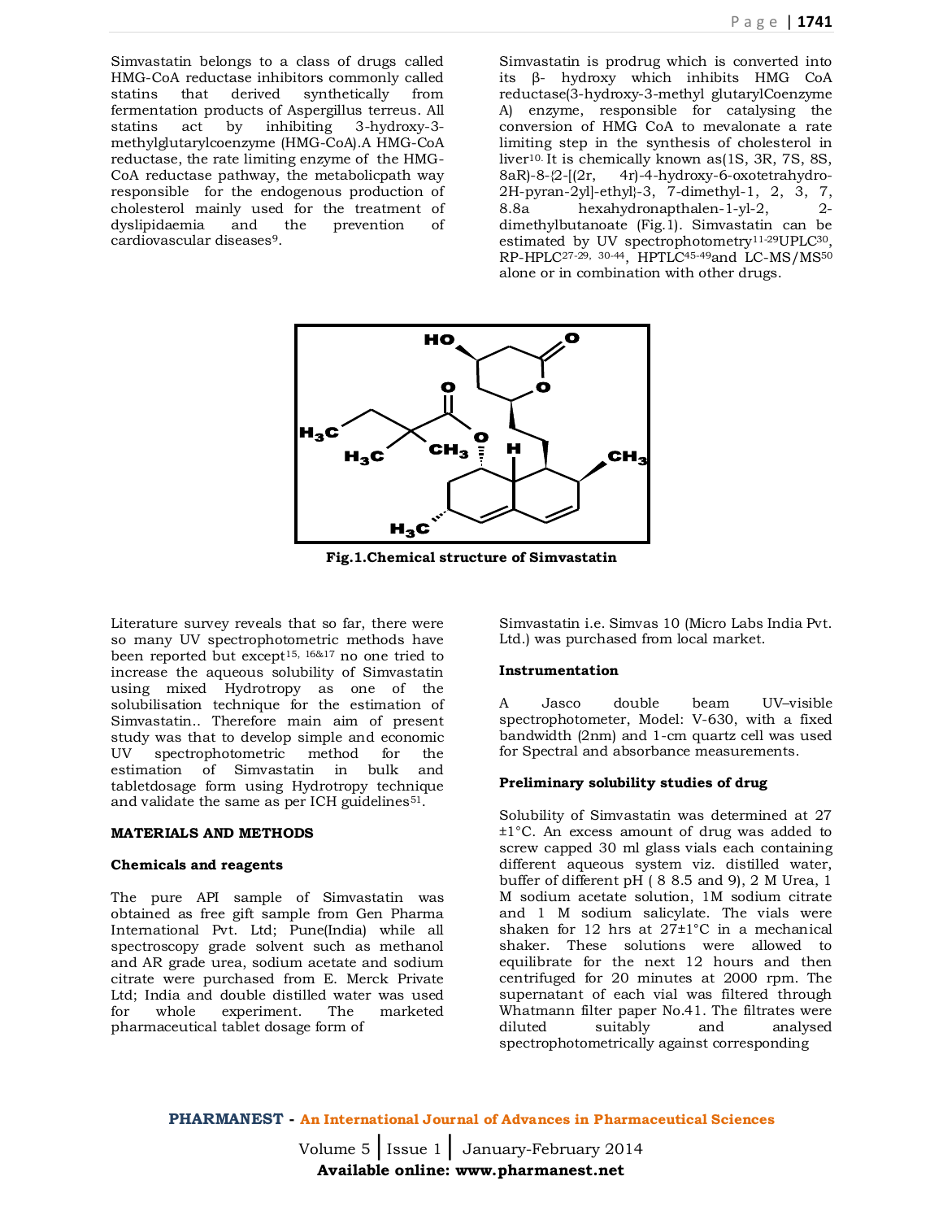Simvastatin belongs to a class of drugs called HMG-CoA reductase inhibitors commonly called statins that derived synthetically from fermentation products of Aspergillus terreus. All statins act by inhibiting 3-hydroxy-3-methylglutarylcoenzyme (HMG-CoA).A HMG-CoA reductase, the rate limiting enzyme of the HMG-CoA reductase pathway, the metabolicpath way responsible for the endogenous production of cholesterol mainly used for the treatment of dyslipidaemia and the prevention of cardiovascular diseases[9].

Simvastatin is prodrug which is converted into its β- hydroxy which inhibits HMG CoA reductase(3-hydroxy-3-methyl glutarylCoenzyme A) enzyme, responsible for catalysing the conversion of HMG CoA to mevalonate a rate limiting step in the synthesis of cholesterol in liver[10]. It is chemically known as(1S, 3R, 7S, 8S, 8aR)-8-{2-[(2r, 4r)-4-hydroxy-6-oxotetrahydro-2H-pyran-2yl]-ethyl}-3, 7-dimethyl-1, 2, 3, 7, 8.8a hexahydronapthalen-1-yl-2, 2-dimethylbutanoate (Fig.1). Simvastatin can be estimated by UV spectrophotometry[11-29]UPLC[30], RP-HPLC[27-29, 30-44], HPTLC[45-49]and LC-MS/MS[50] alone or in combination with other drugs.

**Fig.1.Chemical structure of Simvastatin**

Literature survey reveals that so far, there were so many UV spectrophotometric methods have been reported but except[15, 16&17] no one tried to increase the aqueous solubility of Simvastatin using mixed Hydrotropy as one of the solubilisation technique for the estimation of Simvastatin.. Therefore main aim of present study was that to develop simple and economic UV spectrophotometric method for the estimation of Simvastatin in bulk and tabletdosage form using Hydrotropy technique and validate the same as per ICH guidelines[51].

## MATERIALS AND METHODS

### Chemicals and reagents

The pure API sample of Simvastatin was obtained as free gift sample from Gen Pharma International Pvt. Ltd; Pune(India) while all spectroscopy grade solvent such as methanol and AR grade urea, sodium acetate and sodium citrate were purchased from E. Merck Private Ltd; India and double distilled water was used for whole experiment. The marketed pharmaceutical tablet dosage form of Simvastatin i.e. Simvas 10 (Micro Labs India Pvt. Ltd.) was purchased from local market.

### Instrumentation

A Jasco double beam UV–visible spectrophotometer, Model: V-630, with a fixed bandwidth (2nm) and 1-cm quartz cell was used for Spectral and absorbance measurements.

### Preliminary solubility studies of drug

Solubility of Simvastatin was determined at 27 ±1°C. An excess amount of drug was added to screw capped 30 ml glass vials each containing different aqueous system viz. distilled water, buffer of different pH ( 8 8.5 and 9), 2 M Urea, 1 M sodium acetate solution, 1M sodium citrate and 1 M sodium salicylate. The vials were shaken for 12 hrs at 27±1°C in a mechanical shaker. These solutions were allowed to equilibrate for the next 12 hours and then centrifuged for 20 minutes at 2000 rpm. The supernatant of each vial was filtered through Whatmann filter paper No.41. The filtrates were diluted suitably and analysed spectrophotometrically against corresponding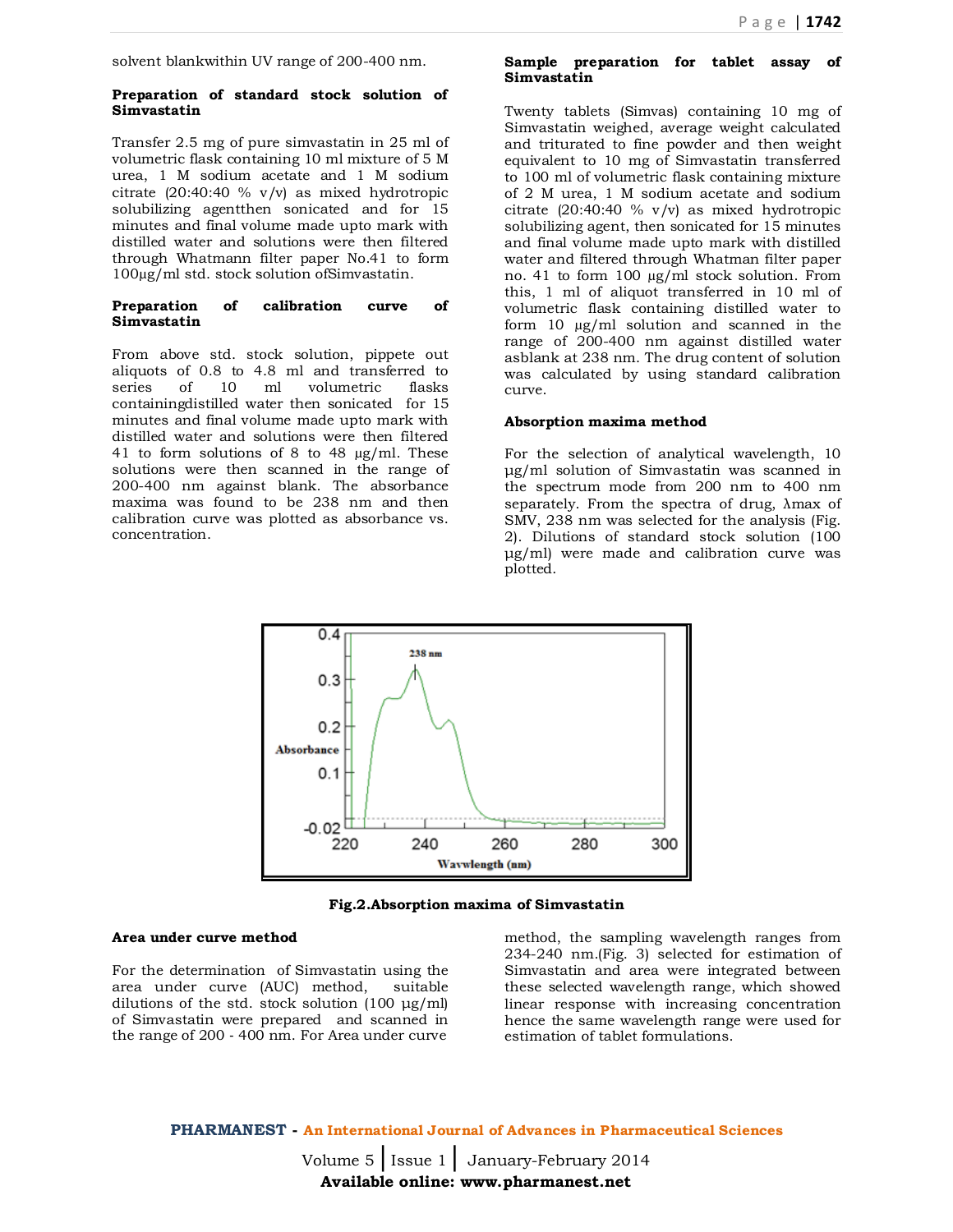solvent blankwithin UV range of 200-400 nm.

**Preparation of standard stock solution of Simvastatin**

Transfer 2.5 mg of pure simvastatin in 25 ml of volumetric flask containing 10 ml mixture of 5 M urea, 1 M sodium acetate and 1 M sodium citrate (20:40:40 % v/v) as mixed hydrotropic solubilizing agentthen sonicated and for 15 minutes and final volume made upto mark with distilled water and solutions were then filtered through Whatmann filter paper No.41 to form 100µg/ml std. stock solution ofSimvastatin.

**Preparation of calibration curve of Simvastatin**

From above std. stock solution, pippete out aliquots of 0.8 to 4.8 ml and transferred to series of 10 ml volumetric flasks containingdistilled water then sonicated for 15 minutes and final volume made upto mark with distilled water and solutions were then filtered 41 to form solutions of 8 to 48 µg/ml. These solutions were then scanned in the range of 200-400 nm against blank. The absorbance maxima was found to be 238 nm and then calibration curve was plotted as absorbance vs. concentration.

**Sample preparation for tablet assay of Simvastatin**

Twenty tablets (Simvas) containing 10 mg of Simvastatin weighed, average weight calculated and triturated to fine powder and then weight equivalent to 10 mg of Simvastatin transferred to 100 ml of volumetric flask containing mixture of 2 M urea, 1 M sodium acetate and sodium citrate (20:40:40 % v/v) as mixed hydrotropic solubilizing agent, then sonicated for 15 minutes and final volume made upto mark with distilled water and filtered through Whatman filter paper no. 41 to form 100 µg/ml stock solution. From this, 1 ml of aliquot transferred in 10 ml of volumetric flask containing distilled water to form 10 µg/ml solution and scanned in the range of 200-400 nm against distilled water asblank at 238 nm. The drug content of solution was calculated by using standard calibration curve.

**Absorption maxima method**

For the selection of analytical wavelength, 10 µg/ml solution of Simvastatin was scanned in the spectrum mode from 200 nm to 400 nm separately. From the spectra of drug, λmax of SMV, 238 nm was selected for the analysis (Fig. 2). Dilutions of standard stock solution (100 µg/ml) were made and calibration curve was plotted.

**Fig.2.Absorption maxima of Simvastatin**

**Area under curve method**

For the determination of Simvastatin using the area under curve (AUC) method, suitable dilutions of the std. stock solution (100 µg/ml) of Simvastatin were prepared and scanned in the range of 200 - 400 nm. For Area under curve method, the sampling wavelength ranges from 234-240 nm.(Fig. 3) selected for estimation of Simvastatin and area were integrated between these selected wavelength range, which showed linear response with increasing concentration hence the same wavelength range were used for estimation of tablet formulations.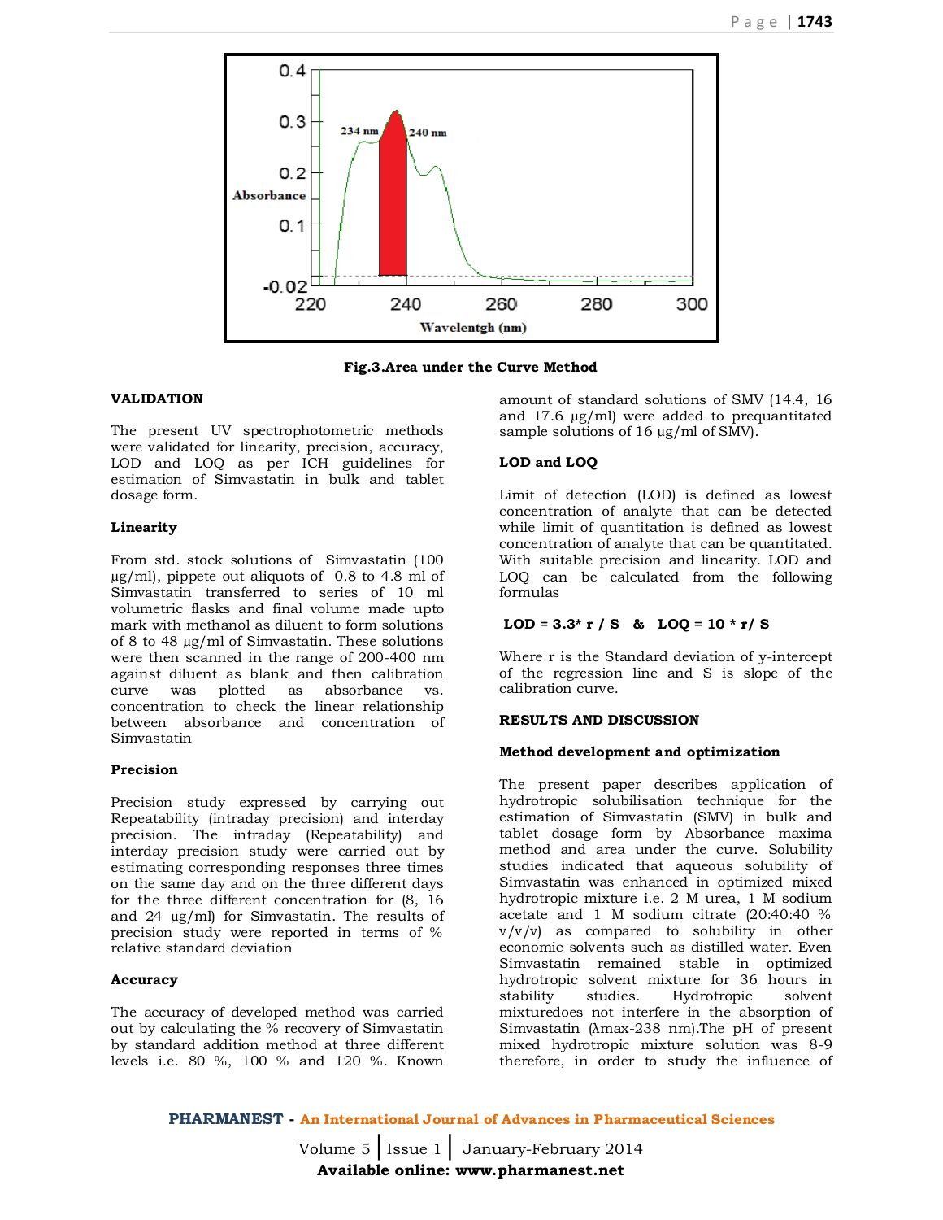Fig.3.Area under the Curve Method

## VALIDATION

The present UV spectrophotometric methods were validated for linearity, precision, accuracy, LOD and LOQ as per ICH guidelines for estimation of Simvastatin in bulk and tablet dosage form.

### Linearity

From std. stock solutions of Simvastatin (100 µg/ml), pippete out aliquots of 0.8 to 4.8 ml of Simvastatin transferred to series of 10 ml volumetric flasks and final volume made upto mark with methanol as diluent to form solutions of 8 to 48 µg/ml of Simvastatin. These solutions were then scanned in the range of 200-400 nm against diluent as blank and then calibration curve was plotted as absorbance vs. concentration to check the linear relationship between absorbance and concentration of Simvastatin

### Precision

Precision study expressed by carrying out Repeatability (intraday precision) and interday precision. The intraday (Repeatability) and interday precision study were carried out by estimating corresponding responses three times on the same day and on the three different days for the three different concentration for (8, 16 and 24 µg/ml) for Simvastatin. The results of precision study were reported in terms of % relative standard deviation

### Accuracy

The accuracy of developed method was carried out by calculating the % recovery of Simvastatin by standard addition method at three different levels i.e. 80 %, 100 % and 120 %. Known amount of standard solutions of SMV (14.4, 16 and 17.6 µg/ml) were added to prequantitated sample solutions of 16 µg/ml of SMV).

### LOD and LOQ

Limit of detection (LOD) is defined as lowest concentration of analyte that can be detected while limit of quantitation is defined as lowest concentration of analyte that can be quantitated. With suitable precision and linearity. LOD and LOQ can be calculated from the following formulas

$$LOD = 3.3 * r / S \quad \& \quad LOQ = 10 * r / S$$

Where r is the Standard deviation of y-intercept of the regression line and S is slope of the calibration curve.

## RESULTS AND DISCUSSION

### Method development and optimization

The present paper describes application of hydrotropic solubilisation technique for the estimation of Simvastatin (SMV) in bulk and tablet dosage form by Absorbance maxima method and area under the curve. Solubility studies indicated that aqueous solubility of Simvastatin was enhanced in optimized mixed hydrotropic mixture i.e. 2 M urea, 1 M sodium acetate and 1 M sodium citrate (20:40:40 % v/v/v) as compared to solubility in other economic solvents such as distilled water. Even Simvastatin remained stable in optimized hydrotropic solvent mixture for 36 hours in stability studies. Hydrotropic solvent mixturedoes not interfere in the absorption of Simvastatin (λmax-238 nm).The pH of present mixed hydrotropic mixture solution was 8-9 therefore, in order to study the influence of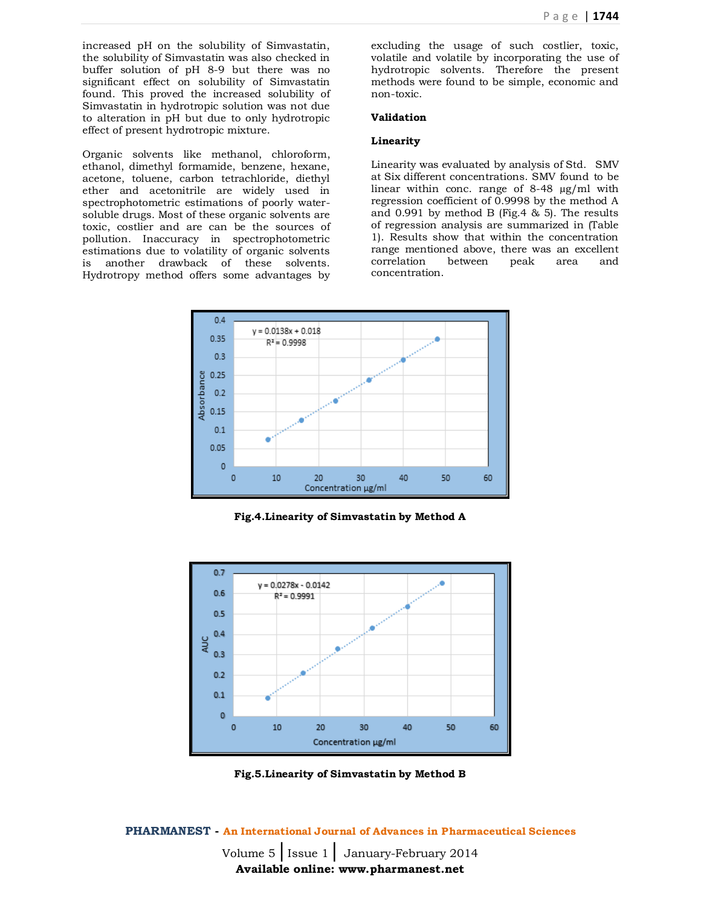increased pH on the solubility of Simvastatin, the solubility of Simvastatin was also checked in buffer solution of pH 8-9 but there was no significant effect on solubility of Simvastatin found. This proved the increased solubility of Simvastatin in hydrotropic solution was not due to alteration in pH but due to only hydrotropic effect of present hydrotropic mixture.

Organic solvents like methanol, chloroform, ethanol, dimethyl formamide, benzene, hexane, acetone, toluene, carbon tetrachloride, diethyl ether and acetonitrile are widely used in spectrophotometric estimations of poorly water-soluble drugs. Most of these organic solvents are toxic, costlier and are can be the sources of pollution. Inaccuracy in spectrophotometric estimations due to volatility of organic solvents is another drawback of these solvents. Hydrotropy method offers some advantages by excluding the usage of such costlier, toxic, volatile and volatile by incorporating the use of hydrotropic solvents. Therefore the present methods were found to be simple, economic and non-toxic.

**Validation**

**Linearity**

Linearity was evaluated by analysis of Std. SMV at Six different concentrations. SMV found to be linear within conc. range of 8-48 µg/ml with regression coefficient of 0.9998 by the method A and 0.991 by method B (Fig.4 & 5). The results of regression analysis are summarized in (Table 1). Results show that within the concentration range mentioned above, there was an excellent correlation between peak area and concentration.

**Fig.4.Linearity of Simvastatin by Method A**

**Fig.5.Linearity of Simvastatin by Method B**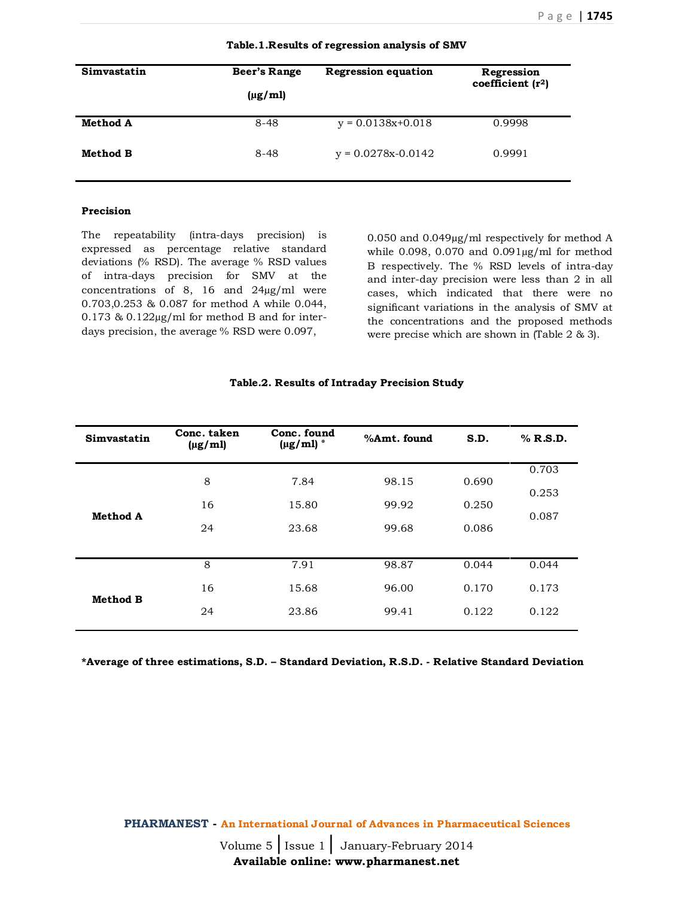**Table.1.Results of regression analysis of SMV**

| Simvastatin | Beer's Range (µg/ml) | Regression equation | Regression coefficient ($r^2$) |
|---|---|---|---|
| **Method A** | 8-48 | y = 0.0138x+0.018 | 0.9998 |
| **Method B** | 8-48 | y = 0.0278x-0.0142 | 0.9991 |

**Precision**

The repeatability (intra-days precision) is expressed as percentage relative standard deviations (% RSD). The average % RSD values of intra-days precision for SMV at the concentrations of 8, 16 and 24µg/ml were 0.703,0.253 & 0.087 for method A while 0.044, 0.173 & 0.122µg/ml for method B and for inter-days precision, the average % RSD were 0.097, 0.050 and 0.049µg/ml respectively for method A while 0.098, 0.070 and 0.091µg/ml for method B respectively. The % RSD levels of intra-day and inter-day precision were less than 2 in all cases, which indicated that there were no significant variations in the analysis of SMV at the concentrations and the proposed methods were precise which are shown in (Table 2 & 3).

**Table.2. Results of Intraday Precision Study**

| Simvastatin | Conc. taken (µg/ml) | Conc. found (µg/ml) * | %Amt. found | S.D. | % R.S.D. |
|---|---|---|---|---|---|
| **Method A** | 8 | 7.84 | 98.15 | 0.690 | 0.703 |
| | 16 | 15.80 | 99.92 | 0.250 | 0.253 |
| | 24 | 23.68 | 99.68 | 0.086 | 0.087 |
| **Method B** | 8 | 7.91 | 98.87 | 0.044 | 0.044 |
| | 16 | 15.68 | 96.00 | 0.170 | 0.173 |
| | 24 | 23.86 | 99.41 | 0.122 | 0.122 |

***Average of three estimations, S.D. – Standard Deviation, R.S.D. - Relative Standard Deviation**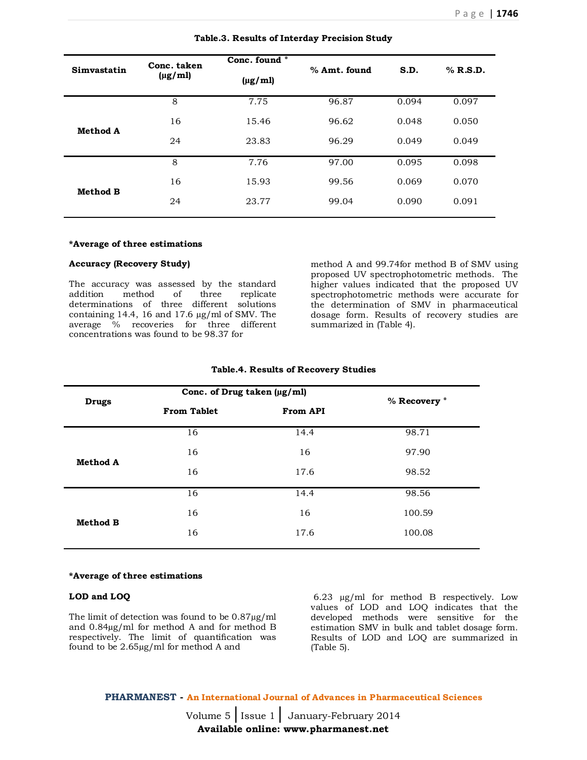**Table.3. Results of Interday Precision Study**

| Simvastatin | Conc. taken (μg/ml) | Conc. found * (μg/ml) | % Amt. found | S.D. | % R.S.D. |
|---|---|---|---|---|---|
| Method A | 8 | 7.75 | 96.87 | 0.094 | 0.097 |
| | 16 | 15.46 | 96.62 | 0.048 | 0.050 |
| | 24 | 23.83 | 96.29 | 0.049 | 0.049 |
| Method B | 8 | 7.76 | 97.00 | 0.095 | 0.098 |
| | 16 | 15.93 | 99.56 | 0.069 | 0.070 |
| | 24 | 23.77 | 99.04 | 0.090 | 0.091 |

***Average of three estimations**

**Accuracy (Recovery Study)**

The accuracy was assessed by the standard addition method of three replicate determinations of three different solutions containing 14.4, 16 and 17.6 μg/ml of SMV. The average % recoveries for three different concentrations was found to be 98.37 for method A and 99.74for method B of SMV using proposed UV spectrophotometric methods. The higher values indicated that the proposed UV spectrophotometric methods were accurate for the determination of SMV in pharmaceutical dosage form. Results of recovery studies are summarized in (Table 4).

**Table.4. Results of Recovery Studies**

| Drugs | Conc. of Drug taken (μg/ml) | | % Recovery * |
|---|---|---|---|
| | From Tablet | From API | |
| Method A | 16 | 14.4 | 98.71 |
| | 16 | 16 | 97.90 |
| | 16 | 17.6 | 98.52 |
| Method B | 16 | 14.4 | 98.56 |
| | 16 | 16 | 100.59 |
| | 16 | 17.6 | 100.08 |

***Average of three estimations**

**LOD and LOQ**

The limit of detection was found to be 0.87μg/ml and 0.84μg/ml for method A and for method B respectively. The limit of quantification was found to be 2.65μg/ml for method A and 6.23 μg/ml for method B respectively. Low values of LOD and LOQ indicates that the developed methods were sensitive for the estimation SMV in bulk and tablet dosage form. Results of LOD and LOQ are summarized in (Table 5).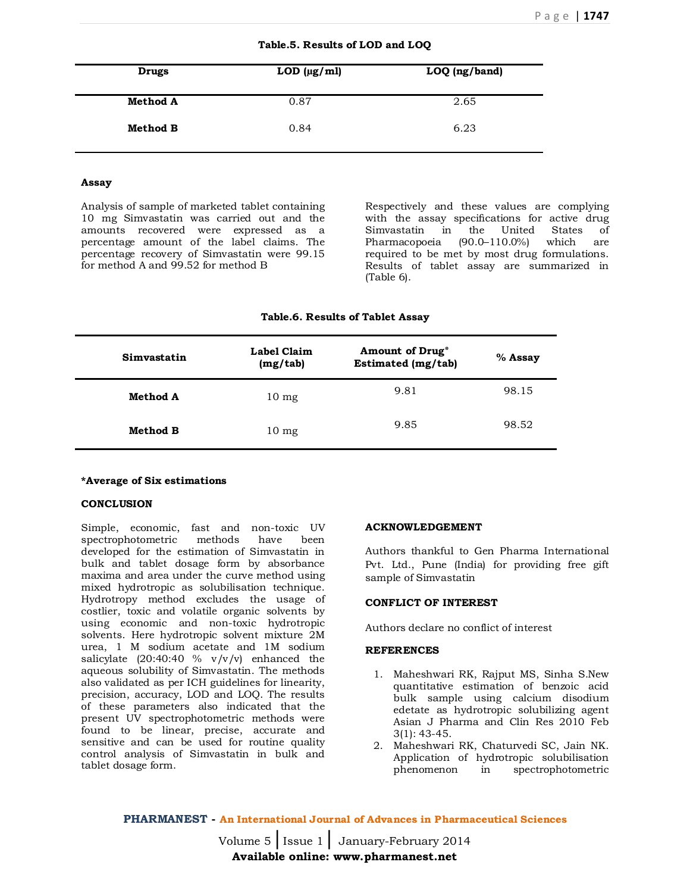**Table.5. Results of LOD and LOQ**

| Drugs | LOD (μg/ml) | LOQ (ng/band) |
|---|---|---|
| **Method A** | 0.87 | 2.65 |
| **Method B** | 0.84 | 6.23 |

### Assay

Analysis of sample of marketed tablet containing 10 mg Simvastatin was carried out and the amounts recovered were expressed as a percentage amount of the label claims. The percentage recovery of Simvastatin were 99.15 for method A and 99.52 for method B Respectively and these values are complying with the assay specifications for active drug Simvastatin in the United States of Pharmacopoeia (90.0–110.0%) which are required to be met by most drug formulations. Results of tablet assay are summarized in (Table 6).

**Table.6. Results of Tablet Assay**

| Simvastatin | Label Claim (mg/tab) | Amount of Drug* Estimated (mg/tab) | % Assay |
|---|---|---|---|
| **Method A** | 10 mg | 9.81 | 98.15 |
| **Method B** | 10 mg | 9.85 | 98.52 |

***Average of Six estimations**

### CONCLUSION

Simple, economic, fast and non-toxic UV spectrophotometric methods have been developed for the estimation of Simvastatin in bulk and tablet dosage form by absorbance maxima and area under the curve method using mixed hydrotropic as solubilisation technique. Hydrotropy method excludes the usage of costlier, toxic and volatile organic solvents by using economic and non-toxic hydrotropic solvents. Here hydrotropic solvent mixture 2M urea, 1 M sodium acetate and 1M sodium salicylate (20:40:40 % v/v/v) enhanced the aqueous solubility of Simvastatin. The methods also validated as per ICH guidelines for linearity, precision, accuracy, LOD and LOQ. The results of these parameters also indicated that the present UV spectrophotometric methods were found to be linear, precise, accurate and sensitive and can be used for routine quality control analysis of Simvastatin in bulk and tablet dosage form.

### ACKNOWLEDGEMENT

Authors thankful to Gen Pharma International Pvt. Ltd., Pune (India) for providing free gift sample of Simvastatin

### CONFLICT OF INTEREST

Authors declare no conflict of interest

### REFERENCES

1. Maheshwari RK, Rajput MS, Sinha S.New quantitative estimation of benzoic acid bulk sample using calcium disodium edetate as hydrotropic solubilizing agent Asian J Pharma and Clin Res 2010 Feb 3(1): 43-45.
2. Maheshwari RK, Chaturvedi SC, Jain NK. Application of hydrotropic solubilisation phenomenon in spectrophotometric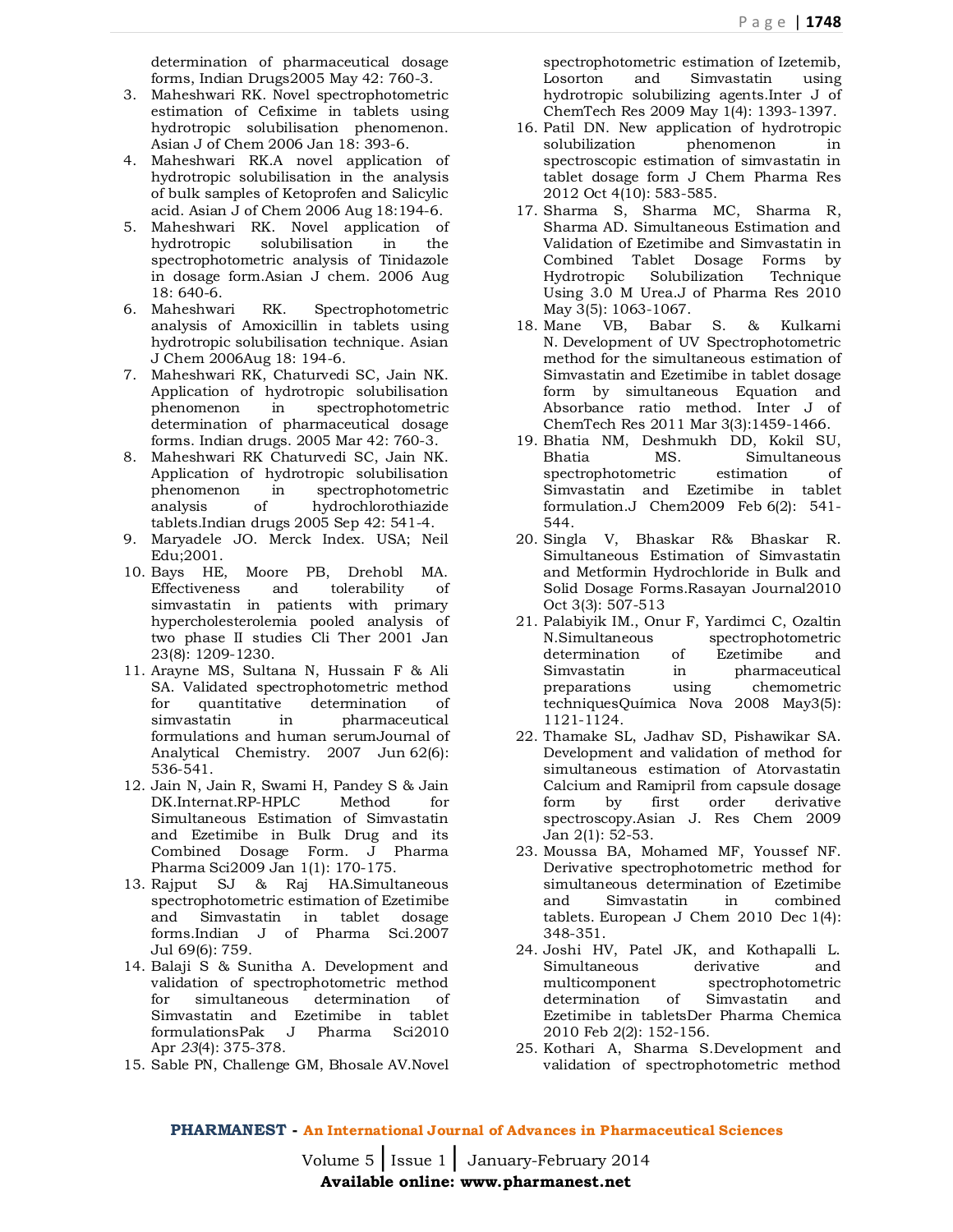determination of pharmaceutical dosage forms, Indian Drugs2005 May 42: 760-3.

3. Maheshwari RK. Novel spectrophotometric estimation of Cefixime in tablets using hydrotropic solubilisation phenomenon. Asian J of Chem 2006 Jan 18: 393-6.
4. Maheshwari RK.A novel application of hydrotropic solubilisation in the analysis of bulk samples of Ketoprofen and Salicylic acid. Asian J of Chem 2006 Aug 18:194-6.
5. Maheshwari RK. Novel application of hydrotropic solubilisation in the spectrophotometric analysis of Tinidazole in dosage form.Asian J chem. 2006 Aug 18: 640-6.
6. Maheshwari RK. Spectrophotometric analysis of Amoxicillin in tablets using hydrotropic solubilisation technique. Asian J Chem 2006Aug 18: 194-6.
7. Maheshwari RK, Chaturvedi SC, Jain NK. Application of hydrotropic solubilisation phenomenon in spectrophotometric determination of pharmaceutical dosage forms. Indian drugs. 2005 Mar 42: 760-3.
8. Maheshwari RK Chaturvedi SC, Jain NK. Application of hydrotropic solubilisation phenomenon in spectrophotometric analysis of hydrochlorothiazide tablets.Indian drugs 2005 Sep 42: 541-4.
9. Maryadele JO. Merck Index. USA; Neil Edu;2001.
10. Bays HE, Moore PB, Drehobl MA. Effectiveness and tolerability of simvastatin in patients with primary hypercholesterolemia pooled analysis of two phase II studies Cli Ther 2001 Jan 23(8): 1209-1230.
11. Arayne MS, Sultana N, Hussain F & Ali SA. Validated spectrophotometric method for quantitative determination of simvastatin in pharmaceutical formulations and human serumJournal of Analytical Chemistry. 2007 Jun 62(6): 536-541.
12. Jain N, Jain R, Swami H, Pandey S & Jain DK.Internat.RP-HPLC Method for Simultaneous Estimation of Simvastatin and Ezetimibe in Bulk Drug and its Combined Dosage Form. J Pharma Pharma Sci2009 Jan 1(1): 170-175.
13. Rajput SJ & Raj HA.Simultaneous spectrophotometric estimation of Ezetimibe and Simvastatin in tablet dosage forms.Indian J of Pharma Sci.2007 Jul 69(6): 759.
14. Balaji S & Sunitha A. Development and validation of spectrophotometric method for simultaneous determination of Simvastatin and Ezetimibe in tablet formulationsPak J Pharma Sci2010 Apr *23*(4): 375-378.
15. Sable PN, Challenge GM, Bhosale AV.Novel spectrophotometric estimation of Izetemib, Losorton and Simvastatin using hydrotropic solubilizing agents.Inter J of ChemTech Res 2009 May 1(4): 1393-1397.
16. Patil DN. New application of hydrotropic solubilization phenomenon in spectroscopic estimation of simvastatin in tablet dosage form J Chem Pharma Res 2012 Oct 4(10): 583-585.
17. Sharma S, Sharma MC, Sharma R, Sharma AD. Simultaneous Estimation and Validation of Ezetimibe and Simvastatin in Combined Tablet Dosage Forms by Hydrotropic Solubilization Technique Using 3.0 M Urea.J of Pharma Res 2010 May 3(5): 1063-1067.
18. Mane VB, Babar S. & Kulkarni N. Development of UV Spectrophotometric method for the simultaneous estimation of Simvastatin and Ezetimibe in tablet dosage form by simultaneous Equation and Absorbance ratio method. Inter J of ChemTech Res 2011 Mar 3(3):1459-1466.
19. Bhatia NM, Deshmukh DD, Kokil SU, Bhatia MS. Simultaneous spectrophotometric estimation of Simvastatin and Ezetimibe in tablet formulation.J Chem2009 Feb 6(2): 541-544.
20. Singla V, Bhaskar R& Bhaskar R. Simultaneous Estimation of Simvastatin and Metformin Hydrochloride in Bulk and Solid Dosage Forms.Rasayan Journal2010 Oct 3(3): 507-513
21. Palabiyik IM., Onur F, Yardimci C, Ozaltin N.Simultaneous spectrophotometric determination of Ezetimibe and Simvastatin in pharmaceutical preparations using chemometric techniquesQuímica Nova 2008 May3(5): 1121-1124.
22. Thamake SL, Jadhav SD, Pishawikar SA. Development and validation of method for simultaneous estimation of Atorvastatin Calcium and Ramipril from capsule dosage form by first order derivative spectroscopy.Asian J. Res Chem 2009 Jan 2(1): 52-53.
23. Moussa BA, Mohamed MF, Youssef NF. Derivative spectrophotometric method for simultaneous determination of Ezetimibe and Simvastatin in combined tablets. European J Chem 2010 Dec 1(4): 348-351.
24. Joshi HV, Patel JK, and Kothapalli L. Simultaneous derivative and multicomponent spectrophotometric determination of Simvastatin and Ezetimibe in tabletsDer Pharma Chemica 2010 Feb 2(2): 152-156.
25. Kothari A, Sharma S.Development and validation of spectrophotometric method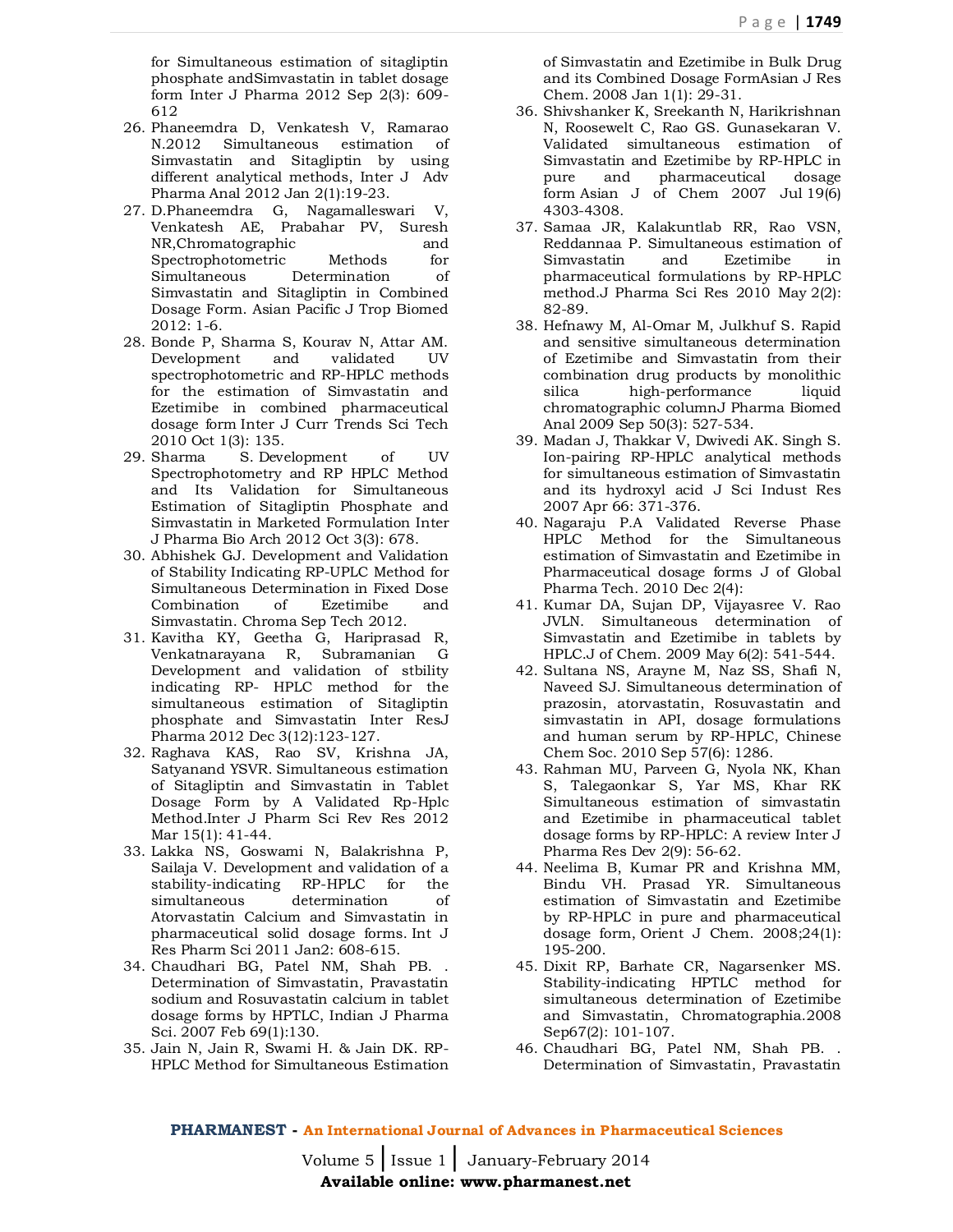for Simultaneous estimation of sitagliptin phosphate andSimvastatin in tablet dosage form Inter J Pharma 2012 Sep 2(3): 609-612

26. Phaneemdra D, Venkatesh V, Ramarao N.2012 Simultaneous estimation of Simvastatin and Sitagliptin by using different analytical methods, Inter J Adv Pharma Anal 2012 Jan 2(1):19-23.
27. D.Phaneemdra G, Nagamalleswari V, Venkatesh AE, Prabahar PV, Suresh NR,Chromatographic and Spectrophotometric Methods for Simultaneous Determination of Simvastatin and Sitagliptin in Combined Dosage Form. Asian Pacific J Trop Biomed 2012: 1-6.
28. Bonde P, Sharma S, Kourav N, Attar AM. Development and validated UV spectrophotometric and RP-HPLC methods for the estimation of Simvastatin and Ezetimibe in combined pharmaceutical dosage form Inter J Curr Trends Sci Tech 2010 Oct 1(3): 135.
29. Sharma S. Development of UV Spectrophotometry and RP HPLC Method and Its Validation for Simultaneous Estimation of Sitagliptin Phosphate and Simvastatin in Marketed Formulation Inter J Pharma Bio Arch 2012 Oct 3(3): 678.
30. Abhishek GJ. Development and Validation of Stability Indicating RP-UPLC Method for Simultaneous Determination in Fixed Dose Combination of Ezetimibe and Simvastatin. Chroma Sep Tech 2012.
31. Kavitha KY, Geetha G, Hariprasad R, Venkatnarayana R, Subramanian G Development and validation of stbility indicating RP- HPLC method for the simultaneous estimation of Sitagliptin phosphate and Simvastatin Inter ResJ Pharma 2012 Dec 3(12):123-127.
32. Raghava KAS, Rao SV, Krishna JA, Satyanand YSVR. Simultaneous estimation of Sitagliptin and Simvastatin in Tablet Dosage Form by A Validated Rp-Hplc Method.Inter J Pharm Sci Rev Res 2012 Mar 15(1): 41-44.
33. Lakka NS, Goswami N, Balakrishna P, Sailaja V. Development and validation of a stability-indicating RP-HPLC for the simultaneous determination of Atorvastatin Calcium and Simvastatin in pharmaceutical solid dosage forms. Int J Res Pharm Sci 2011 Jan2: 608-615.
34. Chaudhari BG, Patel NM, Shah PB. . Determination of Simvastatin, Pravastatin sodium and Rosuvastatin calcium in tablet dosage forms by HPTLC, Indian J Pharma Sci. 2007 Feb 69(1):130.
35. Jain N, Jain R, Swami H. & Jain DK. RP-HPLC Method for Simultaneous Estimation of Simvastatin and Ezetimibe in Bulk Drug and its Combined Dosage FormAsian J Res Chem. 2008 Jan 1(1): 29-31.
36. Shivshanker K, Sreekanth N, Harikrishnan N, Roosewelt C, Rao GS. Gunasekaran V. Validated simultaneous estimation of Simvastatin and Ezetimibe by RP-HPLC in pure and pharmaceutical dosage form Asian J of Chem 2007 Jul 19(6) 4303-4308.
37. Samaa JR, Kalakuntlab RR, Rao VSN, Reddannaa P. Simultaneous estimation of Simvastatin and Ezetimibe in pharmaceutical formulations by RP-HPLC method.J Pharma Sci Res 2010 May 2(2): 82-89.
38. Hefnawy M, Al-Omar M, Julkhuf S. Rapid and sensitive simultaneous determination of Ezetimibe and Simvastatin from their combination drug products by monolithic silica high-performance liquid chromatographic columnJ Pharma Biomed Anal 2009 Sep 50(3): 527-534.
39. Madan J, Thakkar V, Dwivedi AK. Singh S. Ion-pairing RP-HPLC analytical methods for simultaneous estimation of Simvastatin and its hydroxyl acid J Sci Indust Res 2007 Apr 66: 371-376.
40. Nagaraju P.A Validated Reverse Phase HPLC Method for the Simultaneous estimation of Simvastatin and Ezetimibe in Pharmaceutical dosage forms J of Global Pharma Tech. 2010 Dec 2(4):
41. Kumar DA, Sujan DP, Vijayasree V. Rao JVLN. Simultaneous determination of Simvastatin and Ezetimibe in tablets by HPLC.J of Chem. 2009 May 6(2): 541-544.
42. Sultana NS, Arayne M, Naz SS, Shafi N, Naveed SJ. Simultaneous determination of prazosin, atorvastatin, Rosuvastatin and simvastatin in API, dosage formulations and human serum by RP-HPLC, Chinese Chem Soc. 2010 Sep 57(6): 1286.
43. Rahman MU, Parveen G, Nyola NK, Khan S, Talegaonkar S, Yar MS, Khar RK Simultaneous estimation of simvastatin and Ezetimibe in pharmaceutical tablet dosage forms by RP-HPLC: A review Inter J Pharma Res Dev 2(9): 56-62.
44. Neelima B, Kumar PR and Krishna MM, Bindu VH. Prasad YR. Simultaneous estimation of Simvastatin and Ezetimibe by RP-HPLC in pure and pharmaceutical dosage form, Orient J Chem. 2008;24(1): 195-200.
45. Dixit RP, Barhate CR, Nagarsenker MS. Stability-indicating HPTLC method for simultaneous determination of Ezetimibe and Simvastatin, Chromatographia.2008 Sep67(2): 101-107.
46. Chaudhari BG, Patel NM, Shah PB. . Determination of Simvastatin, Pravastatin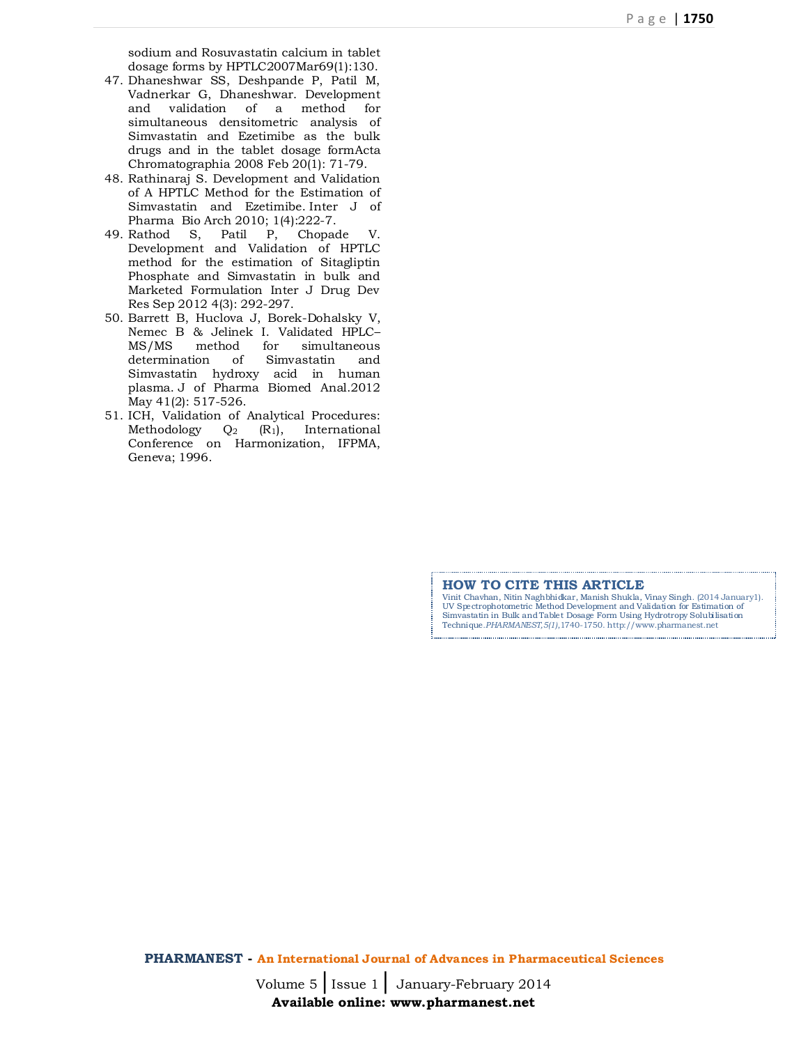sodium and Rosuvastatin calcium in tablet dosage forms by HPTLC2007Mar69(1):130.

47. Dhaneshwar SS, Deshpande P, Patil M, Vadnerkar G, Dhaneshwar. Development and validation of a method for simultaneous densitometric analysis of Simvastatin and Ezetimibe as the bulk drugs and in the tablet dosage formActa Chromatographia 2008 Feb 20(1): 71-79.
48. Rathinaraj S. Development and Validation of A HPTLC Method for the Estimation of Simvastatin and Ezetimibe. Inter J of Pharma Bio Arch 2010; 1(4):222-7.
49. Rathod S, Patil P, Chopade V. Development and Validation of HPTLC method for the estimation of Sitagliptin Phosphate and Simvastatin in bulk and Marketed Formulation Inter J Drug Dev Res Sep 2012 4(3): 292-297.
50. Barrett B, Huclova J, Borek-Dohalsky V, Nemec B & Jelinek I. Validated HPLC–MS/MS method for simultaneous determination of Simvastatin and Simvastatin hydroxy acid in human plasma. J of Pharma Biomed Anal.2012 May 41(2): 517-526.
51. ICH, Validation of Analytical Procedures: Methodology $Q_2$ ($R_1$), International Conference on Harmonization, IFPMA, Geneva; 1996.

**HOW TO CITE THIS ARTICLE**

Vinit Chavhan, Nitin Naghbhidkar, Manish Shukla, Vinay Singh. (2014 January1). UV Spectrophotometric Method Development and Validation for Estimation of Simvastatin in Bulk and Tablet Dosage Form Using Hydrotropy Solubilisation Technique.*PHARMANEST,5(1)*,1740-1750. http://www.pharmanest.net